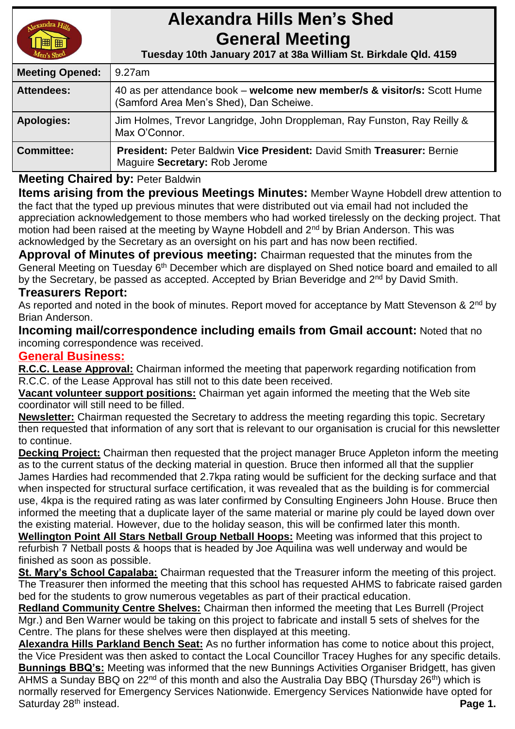# Alexandra Hills Men's Shed General Meeting

**Tuesday 10th January 2017 at 38a William St. Birkdale Qld. 4159**

| | |
|---|---|
| **Meeting Opened:** | 9.27am |
| **Attendees:** | 40 as per attendance book – **welcome new member/s & visitor/s:** Scott Hume (Samford Area Men's Shed), Dan Scheiwe. |
| **Apologies:** | Jim Holmes, Trevor Langridge, John Droppleman, Ray Funston, Ray Reilly & Max O'Connor. |
| **Committee:** | **President:** Peter Baldwin **Vice President:** David Smith **Treasurer:** Bernie Maguire **Secretary:** Rob Jerome |

**Meeting Chaired by:** Peter Baldwin

**Items arising from the previous Meetings Minutes:** Member Wayne Hobdell drew attention to the fact that the typed up previous minutes that were distributed out via email had not included the appreciation acknowledgement to those members who had worked tirelessly on the decking project. That motion had been raised at the meeting by Wayne Hobdell and 2nd by Brian Anderson. This was acknowledged by the Secretary as an oversight on his part and has now been rectified.

**Approval of Minutes of previous meeting:** Chairman requested that the minutes from the General Meeting on Tuesday 6th December which are displayed on Shed notice board and emailed to all by the Secretary, be passed as accepted. Accepted by Brian Beveridge and 2nd by David Smith.

**Treasurers Report:**

As reported and noted in the book of minutes. Report moved for acceptance by Matt Stevenson & 2nd by Brian Anderson.

**Incoming mail/correspondence including emails from Gmail account:** Noted that no incoming correspondence was received.

## General Business:

**R.C.C. Lease Approval:** Chairman informed the meeting that paperwork regarding notification from R.C.C. of the Lease Approval has still not to this date been received.

**Vacant volunteer support positions:** Chairman yet again informed the meeting that the Web site coordinator will still need to be filled.

**Newsletter:** Chairman requested the Secretary to address the meeting regarding this topic. Secretary then requested that information of any sort that is relevant to our organisation is crucial for this newsletter to continue.

**Decking Project:** Chairman then requested that the project manager Bruce Appleton inform the meeting as to the current status of the decking material in question. Bruce then informed all that the supplier James Hardies had recommended that 2.7kpa rating would be sufficient for the decking surface and that when inspected for structural surface certification, it was revealed that as the building is for commercial use, 4kpa is the required rating as was later confirmed by Consulting Engineers John House. Bruce then informed the meeting that a duplicate layer of the same material or marine ply could be layed down over the existing material. However, due to the holiday season, this will be confirmed later this month.

**Wellington Point All Stars Netball Group Netball Hoops:** Meeting was informed that this project to refurbish 7 Netball posts & hoops that is headed by Joe Aquilina was well underway and would be finished as soon as possible.

**St. Mary's School Capalaba:** Chairman requested that the Treasurer inform the meeting of this project. The Treasurer then informed the meeting that this school has requested AHMS to fabricate raised garden bed for the students to grow numerous vegetables as part of their practical education.

**Redland Community Centre Shelves:** Chairman then informed the meeting that Les Burrell (Project Mgr.) and Ben Warner would be taking on this project to fabricate and install 5 sets of shelves for the Centre. The plans for these shelves were then displayed at this meeting.

**Alexandra Hills Parkland Bench Seat:** As no further information has come to notice about this project, the Vice President was then asked to contact the Local Councillor Tracey Hughes for any specific details.

**Bunnings BBQ's:** Meeting was informed that the new Bunnings Activities Organiser Bridgett, has given AHMS a Sunday BBQ on 22nd of this month and also the Australia Day BBQ (Thursday 26th) which is normally reserved for Emergency Services Nationwide. Emergency Services Nationwide have opted for Saturday 28th instead.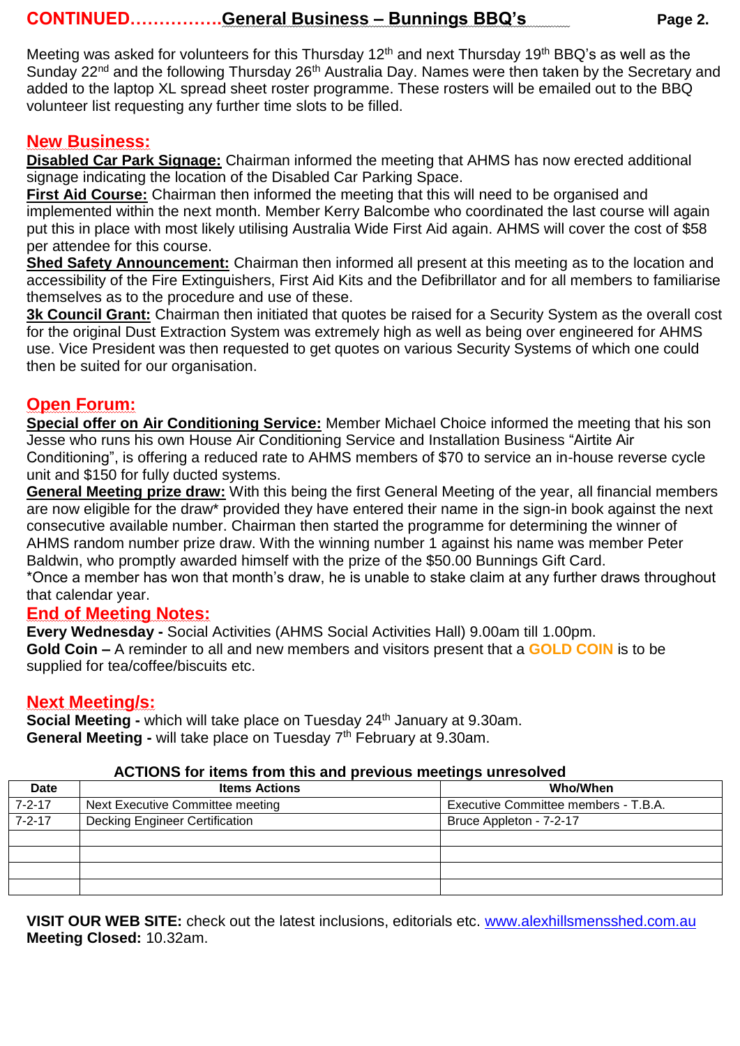## CONTINUED…………….General Business – Bunnings BBQ's

Meeting was asked for volunteers for this Thursday 12th and next Thursday 19th BBQ's as well as the Sunday 22nd and the following Thursday 26th Australia Day. Names were then taken by the Secretary and added to the laptop XL spread sheet roster programme. These rosters will be emailed out to the BBQ volunteer list requesting any further time slots to be filled.

## New Business:

**Disabled Car Park Signage:** Chairman informed the meeting that AHMS has now erected additional signage indicating the location of the Disabled Car Parking Space.

**First Aid Course:** Chairman then informed the meeting that this will need to be organised and implemented within the next month. Member Kerry Balcombe who coordinated the last course will again put this in place with most likely utilising Australia Wide First Aid again. AHMS will cover the cost of $58 per attendee for this course.

**Shed Safety Announcement:** Chairman then informed all present at this meeting as to the location and accessibility of the Fire Extinguishers, First Aid Kits and the Defibrillator and for all members to familiarise themselves as to the procedure and use of these.

**3k Council Grant:** Chairman then initiated that quotes be raised for a Security System as the overall cost for the original Dust Extraction System was extremely high as well as being over engineered for AHMS use. Vice President was then requested to get quotes on various Security Systems of which one could then be suited for our organisation.

## Open Forum:

**Special offer on Air Conditioning Service:** Member Michael Choice informed the meeting that his son Jesse who runs his own House Air Conditioning Service and Installation Business "Airtite Air Conditioning", is offering a reduced rate to AHMS members of $70 to service an in-house reverse cycle unit and $150 for fully ducted systems.

**General Meeting prize draw:** With this being the first General Meeting of the year, all financial members are now eligible for the draw* provided they have entered their name in the sign-in book against the next consecutive available number. Chairman then started the programme for determining the winner of AHMS random number prize draw. With the winning number 1 against his name was member Peter Baldwin, who promptly awarded himself with the prize of the $50.00 Bunnings Gift Card.

*Once a member has won that month's draw, he is unable to stake claim at any further draws throughout that calendar year.

## End of Meeting Notes:

**Every Wednesday -** Social Activities (AHMS Social Activities Hall) 9.00am till 1.00pm.
**Gold Coin –** A reminder to all and new members and visitors present that a **GOLD COIN** is to be supplied for tea/coffee/biscuits etc.

## Next Meeting/s:

**Social Meeting -** which will take place on Tuesday 24th January at 9.30am.
**General Meeting -** will take place on Tuesday 7th February at 9.30am.

**ACTIONS for items from this and previous meetings unresolved**

| Date | Items Actions | Who/When |
|---|---|---|
| 7-2-17 | Next Executive Committee meeting | Executive Committee members - T.B.A. |
| 7-2-17 | Decking Engineer Certification | Bruce Appleton - 7-2-17 |
| | | |
| | | |
| | | |
| | | |

**VISIT OUR WEB SITE:** check out the latest inclusions, editorials etc. www.alexhillsmensshed.com.au
**Meeting Closed:** 10.32am.